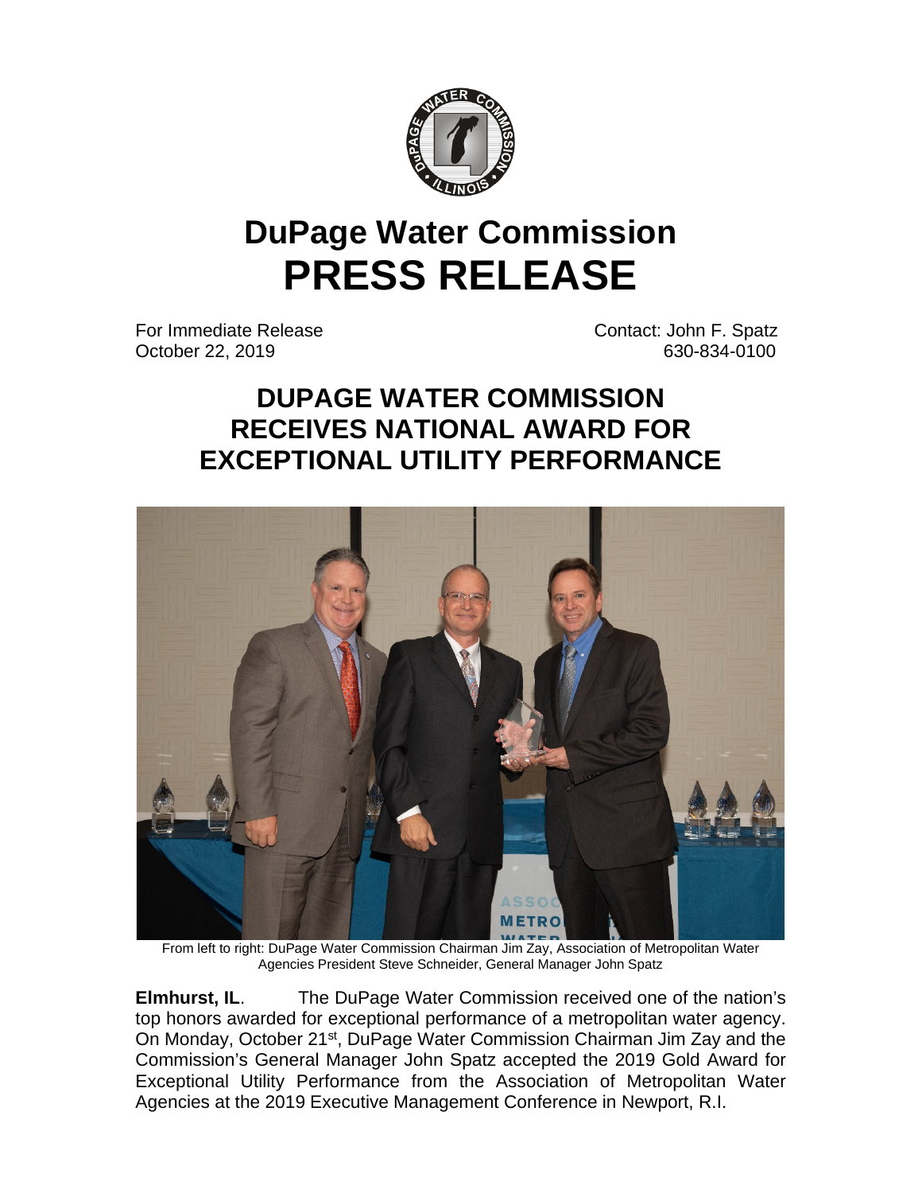# DuPage Water Commission
# PRESS RELEASE

For Immediate Release
October 22, 2019

Contact: John F. Spatz
630-834-0100

## DUPAGE WATER COMMISSION RECEIVES NATIONAL AWARD FOR EXCEPTIONAL UTILITY PERFORMANCE

From left to right: DuPage Water Commission Chairman Jim Zay, Association of Metropolitan Water Agencies President Steve Schneider, General Manager John Spatz

**Elmhurst, IL**. The DuPage Water Commission received one of the nation's top honors awarded for exceptional performance of a metropolitan water agency. On Monday, October 21st, DuPage Water Commission Chairman Jim Zay and the Commission's General Manager John Spatz accepted the 2019 Gold Award for Exceptional Utility Performance from the Association of Metropolitan Water Agencies at the 2019 Executive Management Conference in Newport, R.I.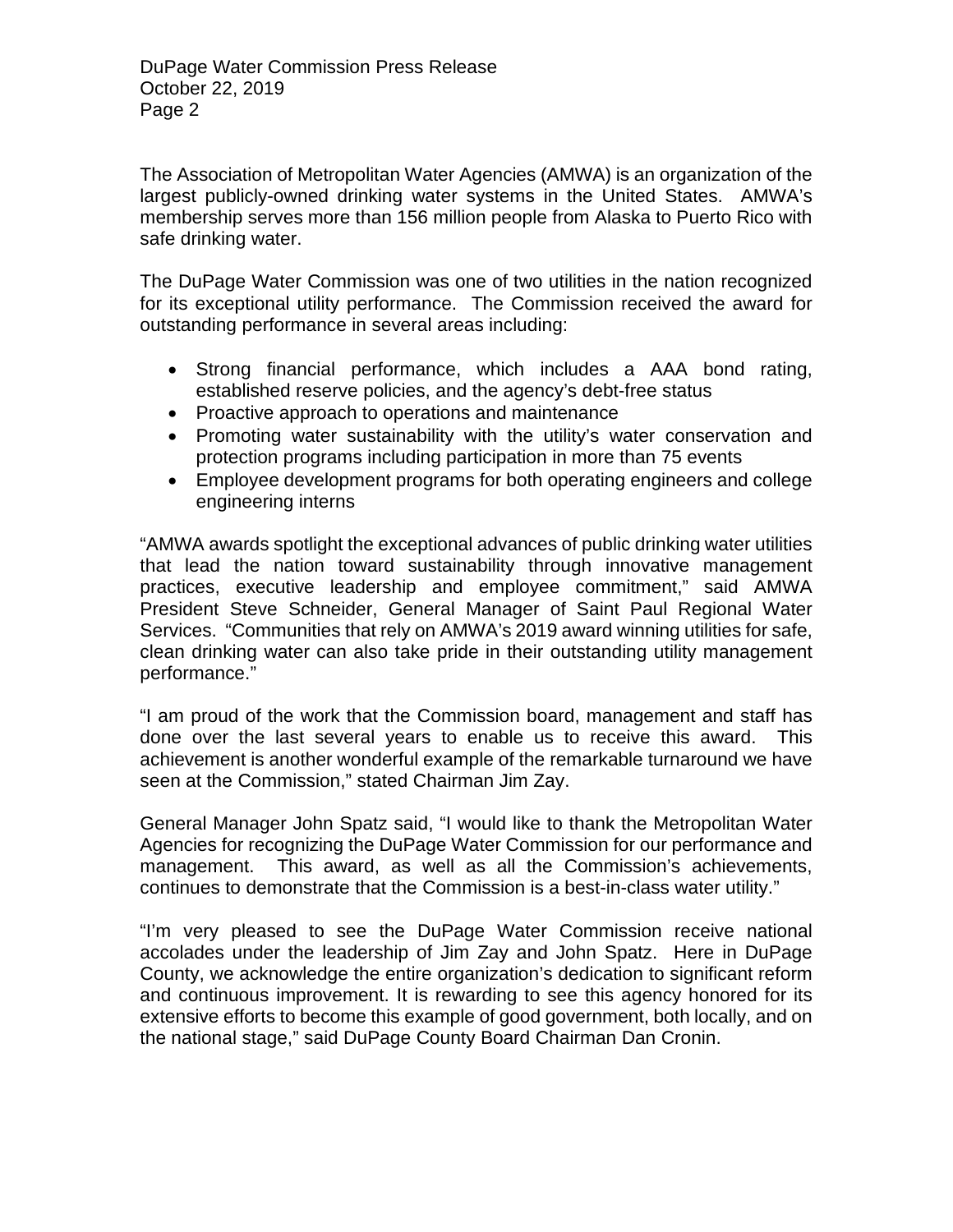The Association of Metropolitan Water Agencies (AMWA) is an organization of the largest publicly-owned drinking water systems in the United States. AMWA's membership serves more than 156 million people from Alaska to Puerto Rico with safe drinking water.

The DuPage Water Commission was one of two utilities in the nation recognized for its exceptional utility performance. The Commission received the award for outstanding performance in several areas including:

- Strong financial performance, which includes a AAA bond rating, established reserve policies, and the agency's debt-free status
- Proactive approach to operations and maintenance
- Promoting water sustainability with the utility's water conservation and protection programs including participation in more than 75 events
- Employee development programs for both operating engineers and college engineering interns

"AMWA awards spotlight the exceptional advances of public drinking water utilities that lead the nation toward sustainability through innovative management practices, executive leadership and employee commitment," said AMWA President Steve Schneider, General Manager of Saint Paul Regional Water Services. "Communities that rely on AMWA's 2019 award winning utilities for safe, clean drinking water can also take pride in their outstanding utility management performance."

"I am proud of the work that the Commission board, management and staff has done over the last several years to enable us to receive this award. This achievement is another wonderful example of the remarkable turnaround we have seen at the Commission," stated Chairman Jim Zay.

General Manager John Spatz said, "I would like to thank the Metropolitan Water Agencies for recognizing the DuPage Water Commission for our performance and management. This award, as well as all the Commission's achievements, continues to demonstrate that the Commission is a best-in-class water utility."

"I'm very pleased to see the DuPage Water Commission receive national accolades under the leadership of Jim Zay and John Spatz. Here in DuPage County, we acknowledge the entire organization's dedication to significant reform and continuous improvement. It is rewarding to see this agency honored for its extensive efforts to become this example of good government, both locally, and on the national stage," said DuPage County Board Chairman Dan Cronin.